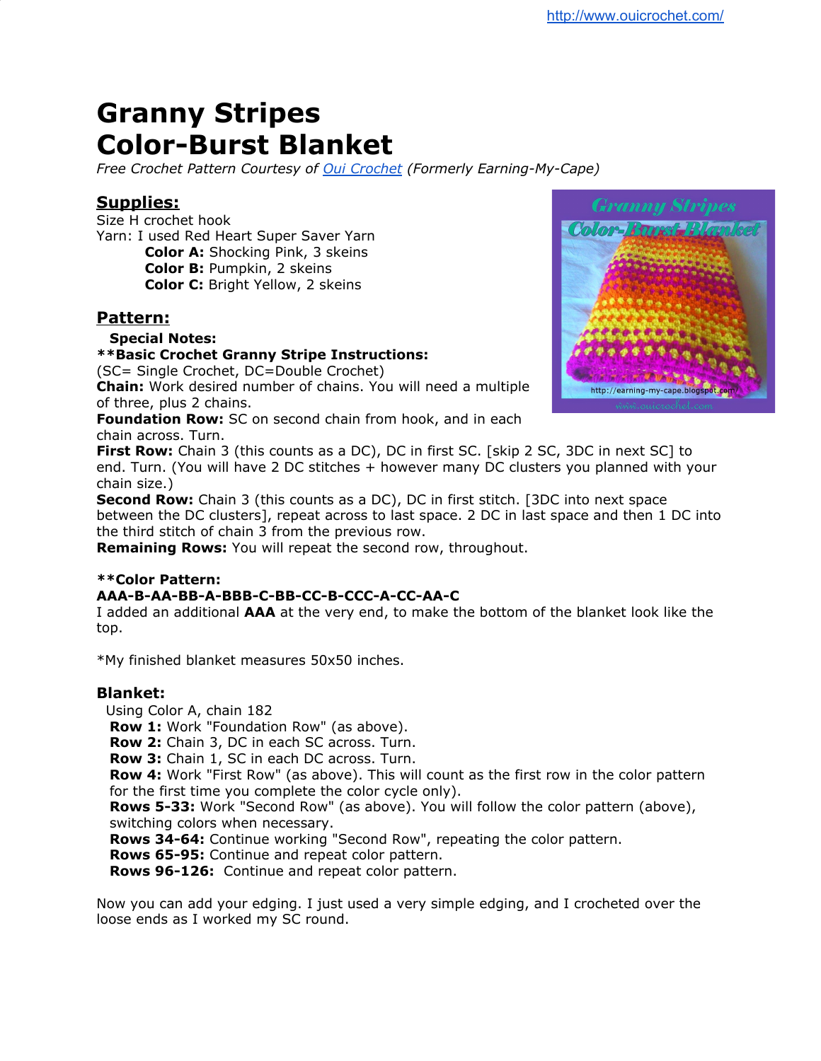http://www.ouicrochet.com/

# Granny Stripes Color-Burst Blanket

*Free Crochet Pattern Courtesy of Oui Crochet (Formerly Earning-My-Cape)*

## Supplies:

Size H crochet hook
Yarn: I used Red Heart Super Saver Yarn

- **Color A:** Shocking Pink, 3 skeins
- **Color B:** Pumpkin, 2 skeins
- **Color C:** Bright Yellow, 2 skeins

## Pattern:

**Special Notes:**

****Basic Crochet Granny Stripe Instructions:**
(SC= Single Crochet, DC=Double Crochet)
**Chain:** Work desired number of chains. You will need a multiple of three, plus 2 chains.
**Foundation Row:** SC on second chain from hook, and in each chain across. Turn.
**First Row:** Chain 3 (this counts as a DC), DC in first SC. [skip 2 SC, 3DC in next SC] to end. Turn. (You will have 2 DC stitches + however many DC clusters you planned with your chain size.)
**Second Row:** Chain 3 (this counts as a DC), DC in first stitch. [3DC into next space between the DC clusters], repeat across to last space. 2 DC in last space and then 1 DC into the third stitch of chain 3 from the previous row.
**Remaining Rows:** You will repeat the second row, throughout.

****Color Pattern:**
**AAA-B-AA-BB-A-BBB-C-BB-CC-B-CCC-A-CC-AA-C**
I added an additional **AAA** at the very end, to make the bottom of the blanket look like the top.

*My finished blanket measures 50x50 inches.

### Blanket:

Using Color A, chain 182

**Row 1:** Work "Foundation Row" (as above).
**Row 2:** Chain 3, DC in each SC across. Turn.
**Row 3:** Chain 1, SC in each DC across. Turn.
**Row 4:** Work "First Row" (as above). This will count as the first row in the color pattern for the first time you complete the color cycle only).
**Rows 5-33:** Work "Second Row" (as above). You will follow the color pattern (above), switching colors when necessary.
**Rows 34-64:** Continue working "Second Row", repeating the color pattern.
**Rows 65-95:** Continue and repeat color pattern.
**Rows 96-126:** Continue and repeat color pattern.

Now you can add your edging. I just used a very simple edging, and I crocheted over the loose ends as I worked my SC round.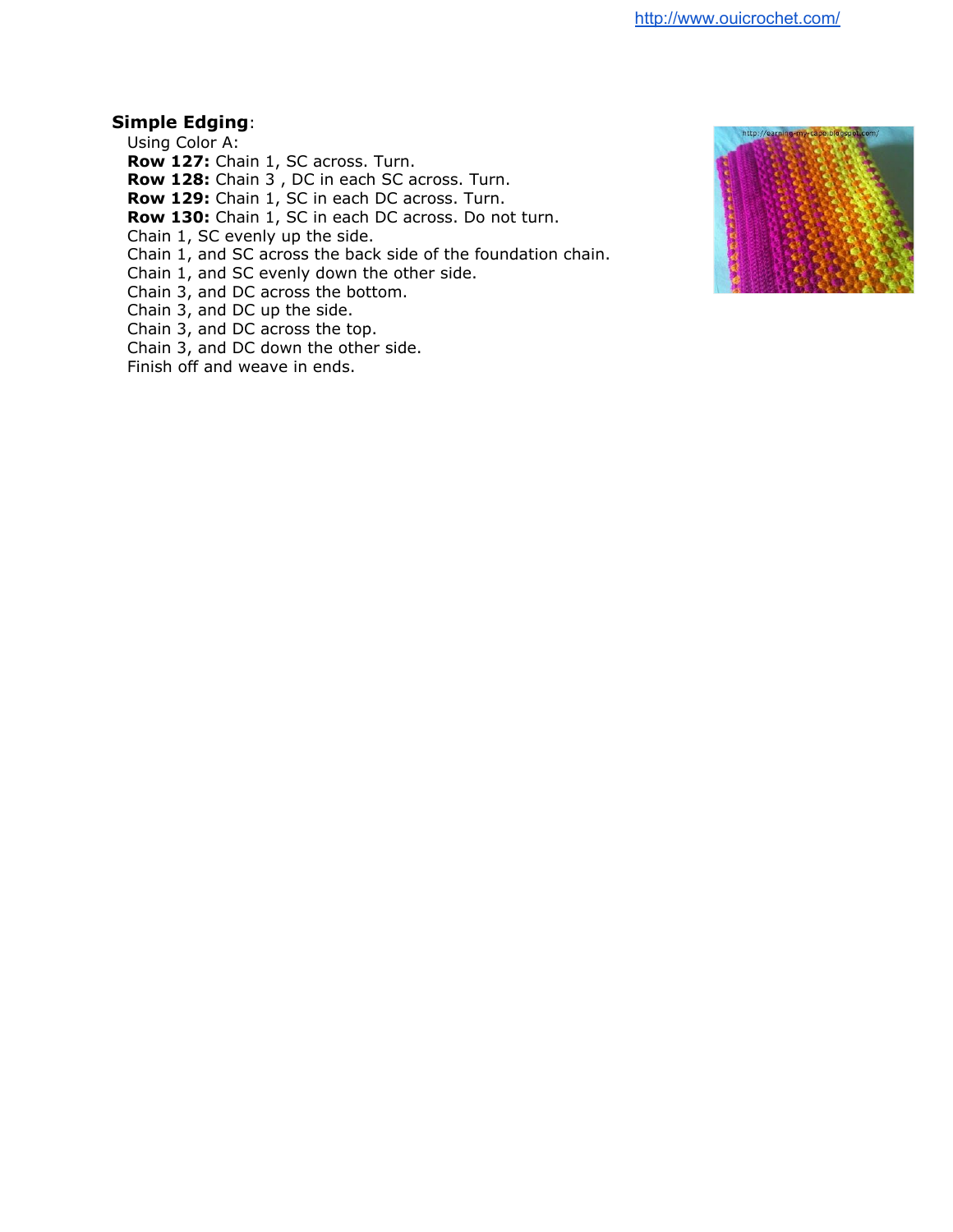**Simple Edging**:

Using Color A:

**Row 127:** Chain 1, SC across. Turn.
**Row 128:** Chain 3 , DC in each SC across. Turn.
**Row 129:** Chain 1, SC in each DC across. Turn.
**Row 130:** Chain 1, SC in each DC across. Do not turn.
Chain 1, SC evenly up the side.
Chain 1, and SC across the back side of the foundation chain.
Chain 1, and SC evenly down the other side.
Chain 3, and DC across the bottom.
Chain 3, and DC up the side.
Chain 3, and DC across the top.
Chain 3, and DC down the other side.
Finish off and weave in ends.